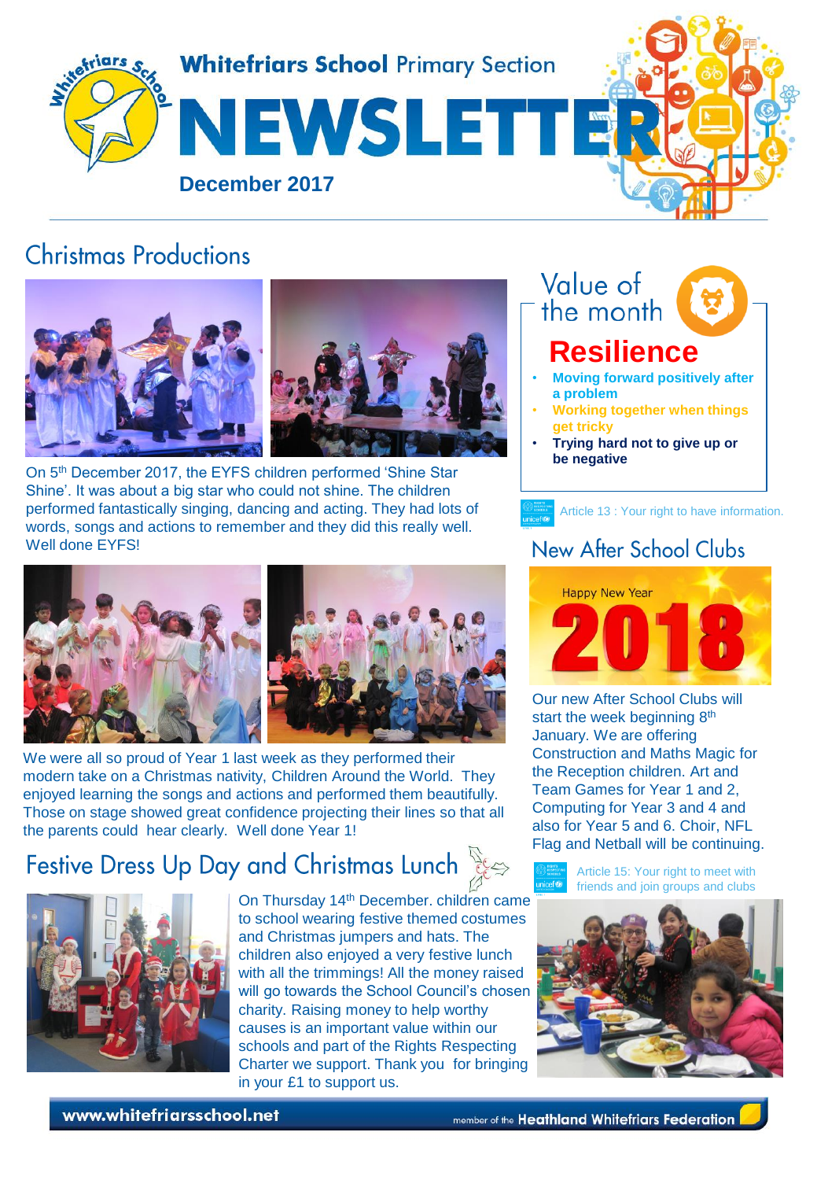# Whitefriars School Primary Section NEWSLETTER

**December 2017**

## Christmas Productions

On 5th December 2017, the EYFS children performed 'Shine Star Shine'. It was about a big star who could not shine. The children performed fantastically singing, dancing and acting. They had lots of words, songs and actions to remember and they did this really well. Well done EYFS!

We were all so proud of Year 1 last week as they performed their modern take on a Christmas nativity, Children Around the World. They enjoyed learning the songs and actions and performed them beautifully. Those on stage showed great confidence projecting their lines so that all the parents could hear clearly. Well done Year 1!

## Festive Dress Up Day and Christmas Lunch

On Thursday 14th December. children came to school wearing festive themed costumes and Christmas jumpers and hats. The children also enjoyed a very festive lunch with all the trimmings! All the money raised will go towards the School Council's chosen charity. Raising money to help worthy causes is an important value within our schools and part of the Rights Respecting Charter we support. Thank you for bringing in your £1 to support us.

## Value of the month

### Resilience

- **Moving forward positively after a problem**
- **Working together when things get tricky**
- **Trying hard not to give up or be negative**

Article 13 : Your right to have information.

## New After School Clubs

Happy New Year 2018

Our new After School Clubs will start the week beginning 8th January. We are offering Construction and Maths Magic for the Reception children. Art and Team Games for Year 1 and 2, Computing for Year 3 and 4 and also for Year 5 and 6. Choir, NFL Flag and Netball will be continuing.

Article 15: Your right to meet with friends and join groups and clubs

www.whitefriarsschool.net — member of the Heathland Whitefriars Federation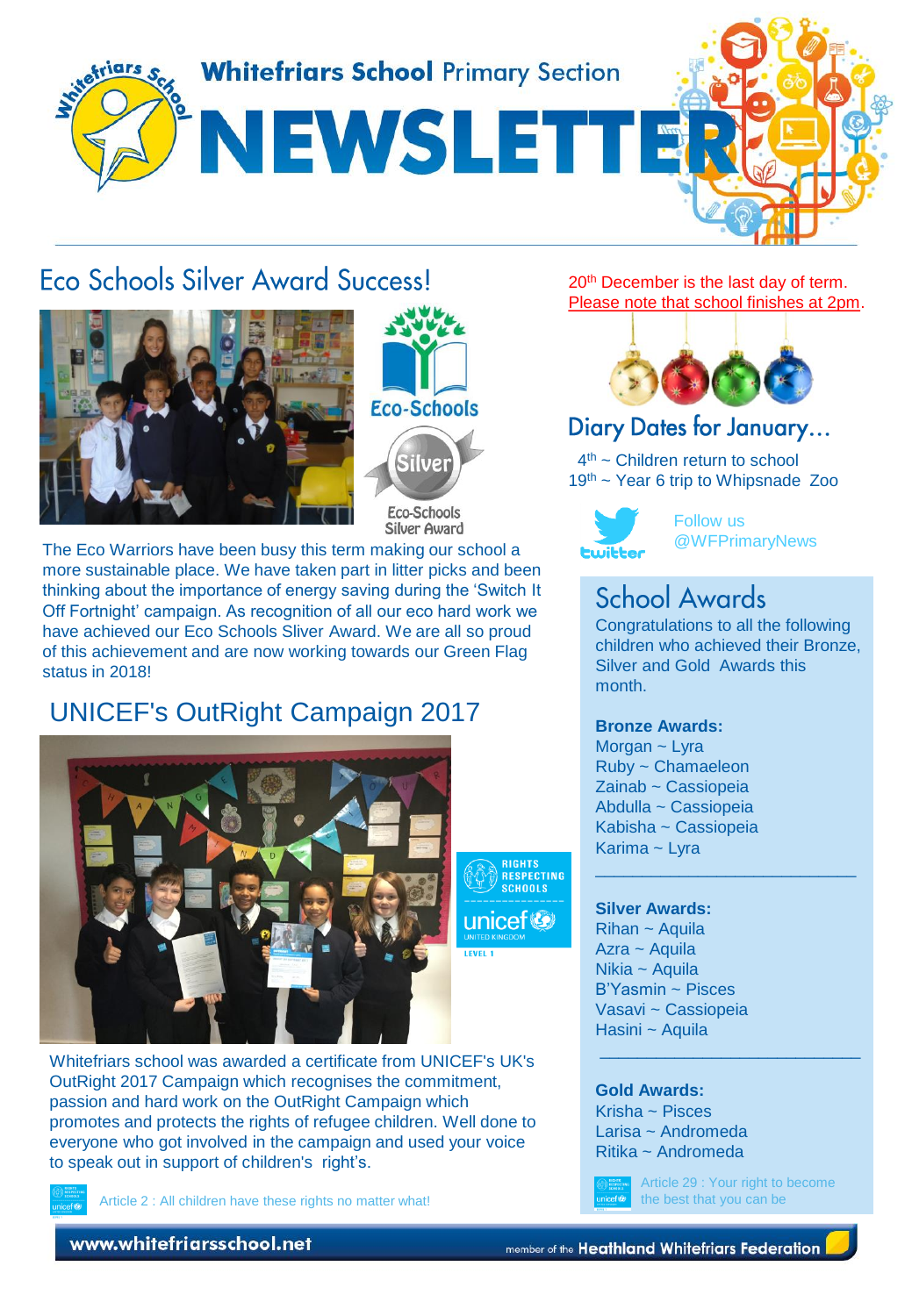# Whitefriars School Primary Section

# NEWSLETTER

## Eco Schools Silver Award Success!

Eco-Schools

Silver

Eco-Schools Silver Award

The Eco Warriors have been busy this term making our school a more sustainable place. We have taken part in litter picks and been thinking about the importance of energy saving during the 'Switch It Off Fortnight' campaign. As recognition of all our eco hard work we have achieved our Eco Schools Sliver Award. We are all so proud of this achievement and are now working towards our Green Flag status in 2018!

## UNICEF's OutRight Campaign 2017

RIGHTS RESPECTING SCHOOLS

unicef UNITED KINGDOM

LEVEL 1

Whitefriars school was awarded a certificate from UNICEF's UK's OutRight 2017 Campaign which recognises the commitment, passion and hard work on the OutRight Campaign which promotes and protects the rights of refugee children. Well done to everyone who got involved in the campaign and used your voice to speak out in support of children's right's.

Article 2 : All children have these rights no matter what!

20th December is the last day of term. Please note that school finishes at 2pm.

## Diary Dates for January...

4th ~ Children return to school
19th ~ Year 6 trip to Whipsnade Zoo

twitter Follow us @WFPrimaryNews

## School Awards

Congratulations to all the following children who achieved their Bronze, Silver and Gold Awards this month.

**Bronze Awards:**
Morgan ~ Lyra
Ruby ~ Chamaeleon
Zainab ~ Cassiopeia
Abdulla ~ Cassiopeia
Kabisha ~ Cassiopeia
Karima ~ Lyra

**Silver Awards:**
Rihan ~ Aquila
Azra ~ Aquila
Nikia ~ Aquila
B'Yasmin ~ Pisces
Vasavi ~ Cassiopeia
Hasini ~ Aquila

**Gold Awards:**
Krisha ~ Pisces
Larisa ~ Andromeda
Ritika ~ Andromeda

Article 29 : Your right to become the best that you can be

www.whitefriarsschool.net

member of the Heathland Whitefriars Federation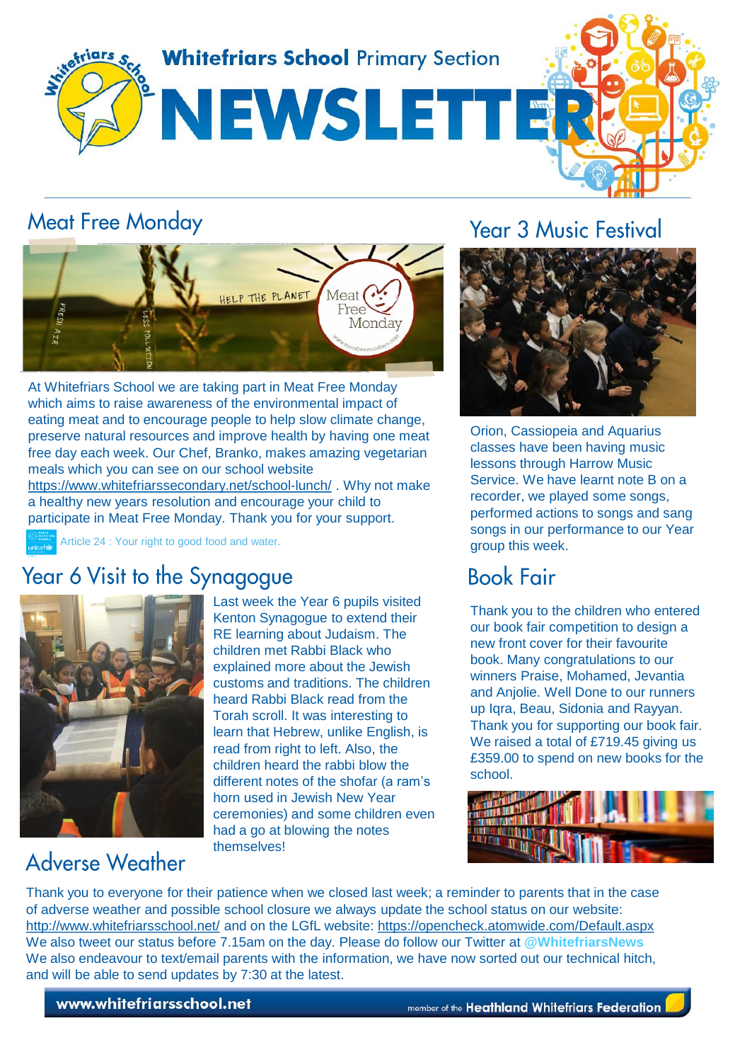# Whitefriars School Primary Section NEWSLETTER

## Meat Free Monday

At Whitefriars School we are taking part in Meat Free Monday which aims to raise awareness of the environmental impact of eating meat and to encourage people to help slow climate change, preserve natural resources and improve health by having one meat free day each week. Our Chef, Branko, makes amazing vegetarian meals which you can see on our school website https://www.whitefriarssecondary.net/school-lunch/ . Why not make a healthy new years resolution and encourage your child to participate in Meat Free Monday. Thank you for your support.

Article 24 : Your right to good food and water.

## Year 6 Visit to the Synagogue

Last week the Year 6 pupils visited Kenton Synagogue to extend their RE learning about Judaism. The children met Rabbi Black who explained more about the Jewish customs and traditions. The children heard Rabbi Black read from the Torah scroll. It was interesting to learn that Hebrew, unlike English, is read from right to left. Also, the children heard the rabbi blow the different notes of the shofar (a ram's horn used in Jewish New Year ceremonies) and some children even had a go at blowing the notes themselves!

## Year 3 Music Festival

Orion, Cassiopeia and Aquarius classes have been having music lessons through Harrow Music Service. We have learnt note B on a recorder, we played some songs, performed actions to songs and sang songs in our performance to our Year group this week.

## Book Fair

Thank you to the children who entered our book fair competition to design a new front cover for their favourite book. Many congratulations to our winners Praise, Mohamed, Jevantia and Anjolie. Well Done to our runners up Iqra, Beau, Sidonia and Rayyan. Thank you for supporting our book fair. We raised a total of £719.45 giving us £359.00 to spend on new books for the school.

## Adverse Weather

Thank you to everyone for their patience when we closed last week; a reminder to parents that in the case of adverse weather and possible school closure we always update the school status on our website: http://www.whitefriarsschool.net/ and on the LGfL website: https://opencheck.atomwide.com/Default.aspx
We also tweet our status before 7.15am on the day. Please do follow our Twitter at **@WhitefriarsNews**
We also endeavour to text/email parents with the information, we have now sorted out our technical hitch, and will be able to send updates by 7:30 at the latest.

www.whitefriarsschool.net — member of the Heathland Whitefriars Federation